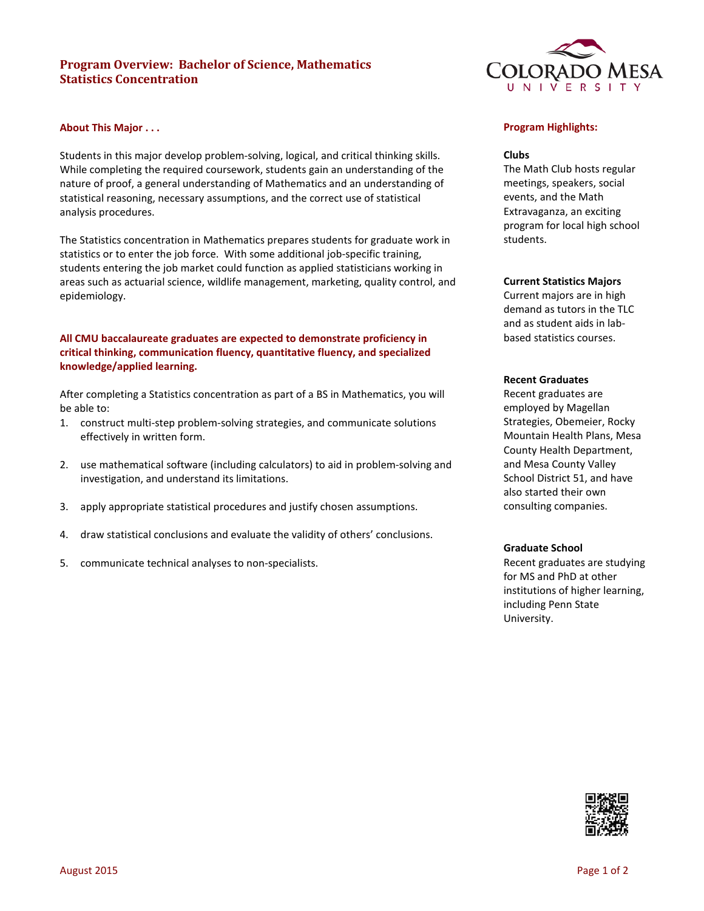# Program Overview: Bachelor of Science, Mathematics Statistics Concentration

## About This Major . . .

Students in this major develop problem-solving, logical, and critical thinking skills. While completing the required coursework, students gain an understanding of the nature of proof, a general understanding of Mathematics and an understanding of statistical reasoning, necessary assumptions, and the correct use of statistical analysis procedures.

The Statistics concentration in Mathematics prepares students for graduate work in statistics or to enter the job force. With some additional job-specific training, students entering the job market could function as applied statisticians working in areas such as actuarial science, wildlife management, marketing, quality control, and epidemiology.

**All CMU baccalaureate graduates are expected to demonstrate proficiency in critical thinking, communication fluency, quantitative fluency, and specialized knowledge/applied learning.**

After completing a Statistics concentration as part of a BS in Mathematics, you will be able to:

1. construct multi-step problem-solving strategies, and communicate solutions effectively in written form.
2. use mathematical software (including calculators) to aid in problem-solving and investigation, and understand its limitations.
3. apply appropriate statistical procedures and justify chosen assumptions.
4. draw statistical conclusions and evaluate the validity of others' conclusions.
5. communicate technical analyses to non-specialists.

## Program Highlights:

**Clubs**
The Math Club hosts regular meetings, speakers, social events, and the Math Extravaganza, an exciting program for local high school students.

**Current Statistics Majors**
Current majors are in high demand as tutors in the TLC and as student aids in lab-based statistics courses.

**Recent Graduates**
Recent graduates are employed by Magellan Strategies, Obemeier, Rocky Mountain Health Plans, Mesa County Health Department, and Mesa County Valley School District 51, and have also started their own consulting companies.

**Graduate School**
Recent graduates are studying for MS and PhD at other institutions of higher learning, including Penn State University.

August 2015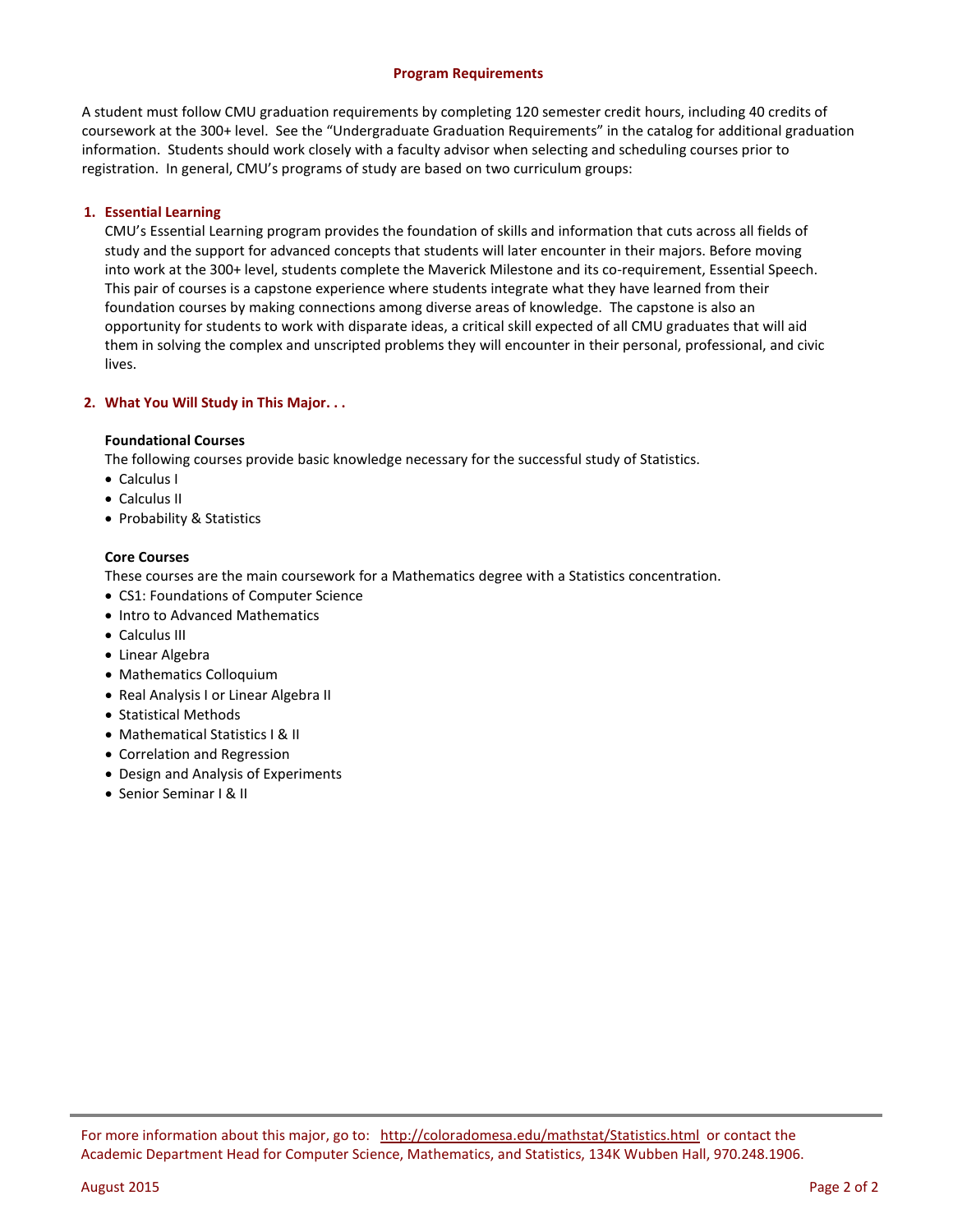## Program Requirements

A student must follow CMU graduation requirements by completing 120 semester credit hours, including 40 credits of coursework at the 300+ level. See the "Undergraduate Graduation Requirements" in the catalog for additional graduation information. Students should work closely with a faculty advisor when selecting and scheduling courses prior to registration. In general, CMU's programs of study are based on two curriculum groups:

### 1. Essential Learning

CMU's Essential Learning program provides the foundation of skills and information that cuts across all fields of study and the support for advanced concepts that students will later encounter in their majors. Before moving into work at the 300+ level, students complete the Maverick Milestone and its co-requirement, Essential Speech. This pair of courses is a capstone experience where students integrate what they have learned from their foundation courses by making connections among diverse areas of knowledge. The capstone is also an opportunity for students to work with disparate ideas, a critical skill expected of all CMU graduates that will aid them in solving the complex and unscripted problems they will encounter in their personal, professional, and civic lives.

### 2. What You Will Study in This Major. . .

**Foundational Courses**

The following courses provide basic knowledge necessary for the successful study of Statistics.

- Calculus I
- Calculus II
- Probability & Statistics

**Core Courses**

These courses are the main coursework for a Mathematics degree with a Statistics concentration.

- CS1: Foundations of Computer Science
- Intro to Advanced Mathematics
- Calculus III
- Linear Algebra
- Mathematics Colloquium
- Real Analysis I or Linear Algebra II
- Statistical Methods
- Mathematical Statistics I & II
- Correlation and Regression
- Design and Analysis of Experiments
- Senior Seminar I & II

For more information about this major, go to: http://coloradomesa.edu/mathstat/Statistics.html or contact the Academic Department Head for Computer Science, Mathematics, and Statistics, 134K Wubben Hall, 970.248.1906.

August 2015